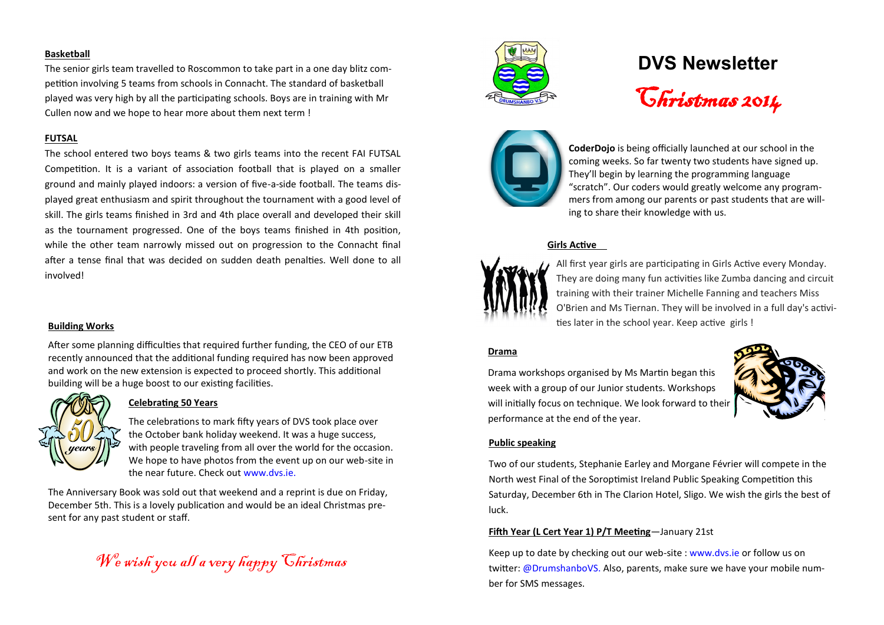# DVS Newsletter

## Christmas 2014

### Basketball

The senior girls team travelled to Roscommon to take part in a one day blitz competition involving 5 teams from schools in Connacht. The standard of basketball played was very high by all the participating schools. Boys are in training with Mr Cullen now and we hope to hear more about them next term !

### FUTSAL

The school entered two boys teams & two girls teams into the recent FAI FUTSAL Competition. It is a variant of association football that is played on a smaller ground and mainly played indoors: a version of five-a-side football. The teams displayed great enthusiasm and spirit throughout the tournament with a good level of skill. The girls teams finished in 3rd and 4th place overall and developed their skill as the tournament progressed. One of the boys teams finished in 4th position, while the other team narrowly missed out on progression to the Connacht final after a tense final that was decided on sudden death penalties. Well done to all involved!

### Building Works

After some planning difficulties that required further funding, the CEO of our ETB recently announced that the additional funding required has now been approved and work on the new extension is expected to proceed shortly. This additional building will be a huge boost to our existing facilities.

### Celebrating 50 Years

The celebrations to mark fifty years of DVS took place over the October bank holiday weekend. It was a huge success, with people traveling from all over the world for the occasion. We hope to have photos from the event up on our web-site in the near future. Check out www.dvs.ie.

The Anniversary Book was sold out that weekend and a reprint is due on Friday, December 5th. This is a lovely publication and would be an ideal Christmas present for any past student or staff.

*We wish you all a very happy Christmas*

**CoderDojo** is being officially launched at our school in the coming weeks. So far twenty two students have signed up. They'll begin by learning the programming language "scratch". Our coders would greatly welcome any programmers from among our parents or past students that are willing to share their knowledge with us.

### Girls Active

All first year girls are participating in Girls Active every Monday. They are doing many fun activities like Zumba dancing and circuit training with their trainer Michelle Fanning and teachers Miss O'Brien and Ms Tiernan. They will be involved in a full day's activities later in the school year. Keep active girls !

### Drama

Drama workshops organised by Ms Martin began this week with a group of our Junior students. Workshops will initially focus on technique. We look forward to their performance at the end of the year.

### Public speaking

Two of our students, Stephanie Earley and Morgane Février will compete in the North west Final of the Soroptimist Ireland Public Speaking Competition this Saturday, December 6th in The Clarion Hotel, Sligo. We wish the girls the best of luck.

**Fifth Year (L Cert Year 1) P/T Meeting**—January 21st

Keep up to date by checking out our web-site : www.dvs.ie or follow us on twitter: @DrumshanboVS. Also, parents, make sure we have your mobile number for SMS messages.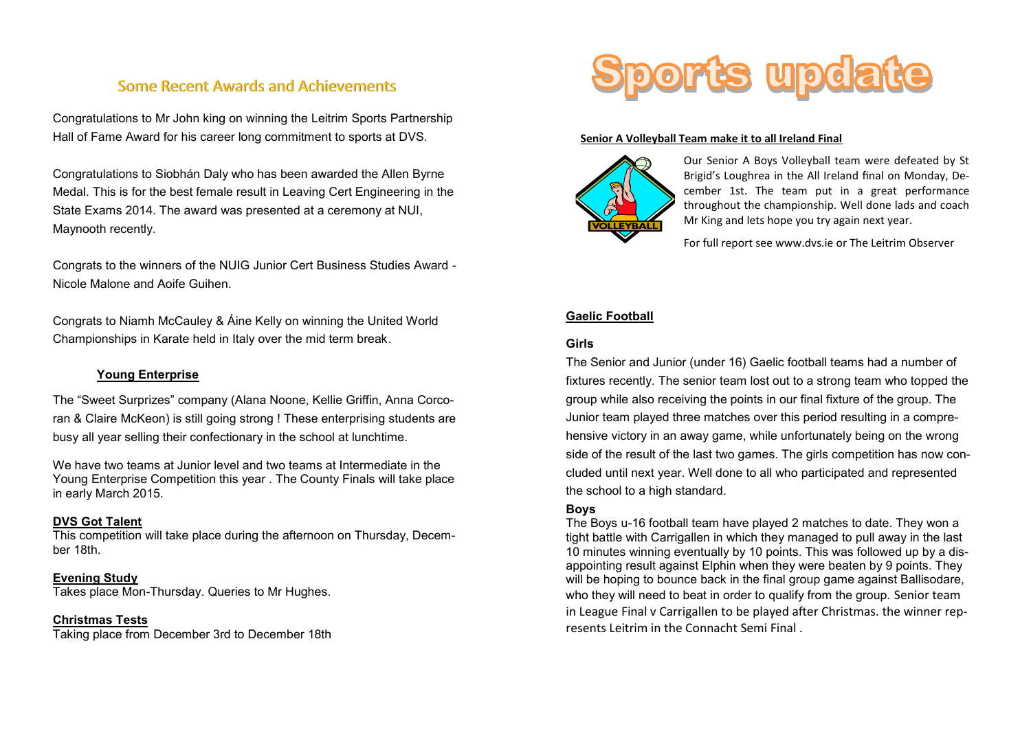## Some Recent Awards and Achievements

Congratulations to Mr John king on winning the Leitrim Sports Partnership Hall of Fame Award for his career long commitment to sports at DVS.

Congratulations to Siobhán Daly who has been awarded the Allen Byrne Medal. This is for the best female result in Leaving Cert Engineering in the State Exams 2014. The award was presented at a ceremony at NUI, Maynooth recently.

Congrats to the winners of the NUIG Junior Cert Business Studies Award - Nicole Malone and Aoife Guihen.

Congrats to Niamh McCauley & Áine Kelly on winning the United World Championships in Karate held in Italy over the mid term break.

### Young Enterprise

The "Sweet Surprizes" company (Alana Noone, Kellie Griffin, Anna Corcoran & Claire McKeon) is still going strong ! These enterprising students are busy all year selling their confectionary in the school at lunchtime.

We have two teams at Junior level and two teams at Intermediate in the Young Enterprise Competition this year . The County Finals will take place in early March 2015.

### DVS Got Talent

This competition will take place during the afternoon on Thursday, December 18th.

### Evening Study

Takes place Mon-Thursday. Queries to Mr Hughes.

### Christmas Tests

Taking place from December 3rd to December 18th

# Sports update

### Senior A Volleyball Team make it to all Ireland Final

Our Senior A Boys Volleyball team were defeated by St Brigid's Loughrea in the All Ireland final on Monday, December 1st. The team put in a great performance throughout the championship. Well done lads and coach Mr King and lets hope you try again next year.

For full report see www.dvs.ie or The Leitrim Observer

### Gaelic Football

**Girls**

The Senior and Junior (under 16) Gaelic football teams had a number of fixtures recently. The senior team lost out to a strong team who topped the group while also receiving the points in our final fixture of the group. The Junior team played three matches over this period resulting in a comprehensive victory in an away game, while unfortunately being on the wrong side of the result of the last two games. The girls competition has now concluded until next year. Well done to all who participated and represented the school to a high standard.

**Boys**

The Boys u-16 football team have played 2 matches to date. They won a tight battle with Carrigallen in which they managed to pull away in the last 10 minutes winning eventually by 10 points. This was followed up by a disappointing result against Elphin when they were beaten by 9 points. They will be hoping to bounce back in the final group game against Ballisodare, who they will need to beat in order to qualify from the group. Senior team in League Final v Carrigallen to be played after Christmas. the winner represents Leitrim in the Connacht Semi Final .